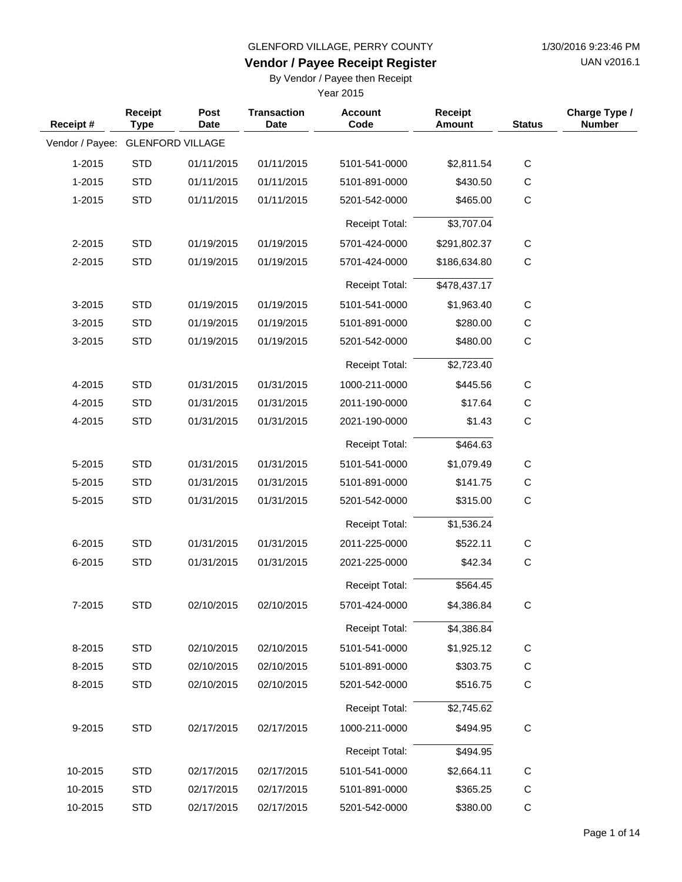GLENFORD VILLAGE, PERRY COUNTY

1/30/2016 9:23:46 PM

UAN v2016.1

## Vendor / Payee Receipt Register

By Vendor / Payee then Receipt

Year 2015

| Receipt # | Receipt Type | Post Date | Transaction Date | Account Code | Receipt Amount | Status | Charge Type / Number |
|---|---|---|---|---|---|---|---|
| Vendor / Payee: | GLENFORD VILLAGE | | | | | | |
| 1-2015 | STD | 01/11/2015 | 01/11/2015 | 5101-541-0000 | $2,811.54 | C | |
| 1-2015 | STD | 01/11/2015 | 01/11/2015 | 5101-891-0000 | $430.50 | C | |
| 1-2015 | STD | 01/11/2015 | 01/11/2015 | 5201-542-0000 | $465.00 | C | |
| | | | | Receipt Total: | $3,707.04 | | |
| 2-2015 | STD | 01/19/2015 | 01/19/2015 | 5701-424-0000 | $291,802.37 | C | |
| 2-2015 | STD | 01/19/2015 | 01/19/2015 | 5701-424-0000 | $186,634.80 | C | |
| | | | | Receipt Total: | $478,437.17 | | |
| 3-2015 | STD | 01/19/2015 | 01/19/2015 | 5101-541-0000 | $1,963.40 | C | |
| 3-2015 | STD | 01/19/2015 | 01/19/2015 | 5101-891-0000 | $280.00 | C | |
| 3-2015 | STD | 01/19/2015 | 01/19/2015 | 5201-542-0000 | $480.00 | C | |
| | | | | Receipt Total: | $2,723.40 | | |
| 4-2015 | STD | 01/31/2015 | 01/31/2015 | 1000-211-0000 | $445.56 | C | |
| 4-2015 | STD | 01/31/2015 | 01/31/2015 | 2011-190-0000 | $17.64 | C | |
| 4-2015 | STD | 01/31/2015 | 01/31/2015 | 2021-190-0000 | $1.43 | C | |
| | | | | Receipt Total: | $464.63 | | |
| 5-2015 | STD | 01/31/2015 | 01/31/2015 | 5101-541-0000 | $1,079.49 | C | |
| 5-2015 | STD | 01/31/2015 | 01/31/2015 | 5101-891-0000 | $141.75 | C | |
| 5-2015 | STD | 01/31/2015 | 01/31/2015 | 5201-542-0000 | $315.00 | C | |
| | | | | Receipt Total: | $1,536.24 | | |
| 6-2015 | STD | 01/31/2015 | 01/31/2015 | 2011-225-0000 | $522.11 | C | |
| 6-2015 | STD | 01/31/2015 | 01/31/2015 | 2021-225-0000 | $42.34 | C | |
| | | | | Receipt Total: | $564.45 | | |
| 7-2015 | STD | 02/10/2015 | 02/10/2015 | 5701-424-0000 | $4,386.84 | C | |
| | | | | Receipt Total: | $4,386.84 | | |
| 8-2015 | STD | 02/10/2015 | 02/10/2015 | 5101-541-0000 | $1,925.12 | C | |
| 8-2015 | STD | 02/10/2015 | 02/10/2015 | 5101-891-0000 | $303.75 | C | |
| 8-2015 | STD | 02/10/2015 | 02/10/2015 | 5201-542-0000 | $516.75 | C | |
| | | | | Receipt Total: | $2,745.62 | | |
| 9-2015 | STD | 02/17/2015 | 02/17/2015 | 1000-211-0000 | $494.95 | C | |
| | | | | Receipt Total: | $494.95 | | |
| 10-2015 | STD | 02/17/2015 | 02/17/2015 | 5101-541-0000 | $2,664.11 | C | |
| 10-2015 | STD | 02/17/2015 | 02/17/2015 | 5101-891-0000 | $365.25 | C | |
| 10-2015 | STD | 02/17/2015 | 02/17/2015 | 5201-542-0000 | $380.00 | C | |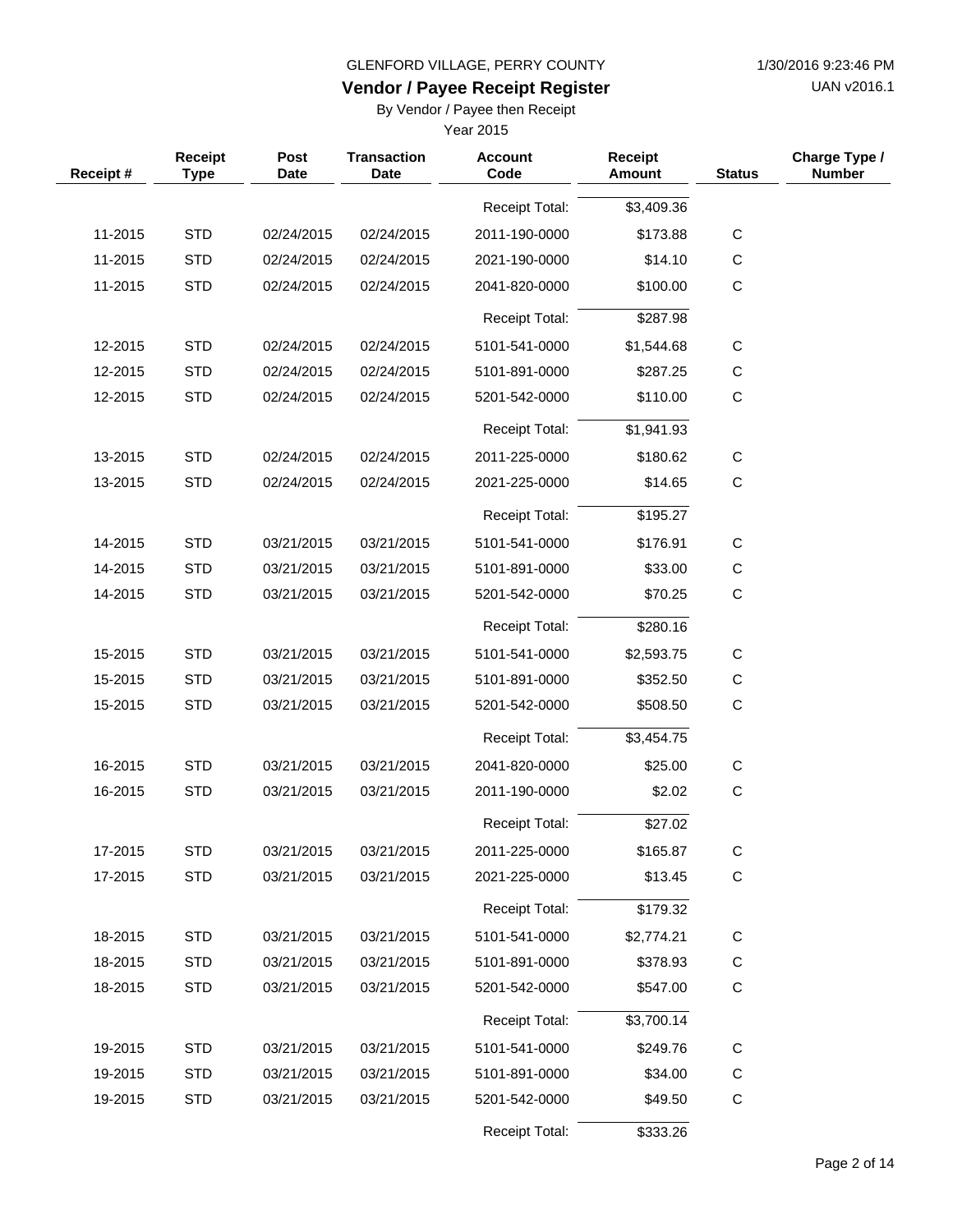GLENFORD VILLAGE, PERRY COUNTY

1/30/2016 9:23:46 PM

UAN v2016.1

# Vendor / Payee Receipt Register

By Vendor / Payee then Receipt

Year 2015

| Receipt # | Receipt Type | Post Date | Transaction Date | Account Code | Receipt Amount | Status | Charge Type / Number |
|---|---|---|---|---|---|---|---|
| | | | | Receipt Total: | $3,409.36 | | |
| 11-2015 | STD | 02/24/2015 | 02/24/2015 | 2011-190-0000 | $173.88 | C | |
| 11-2015 | STD | 02/24/2015 | 02/24/2015 | 2021-190-0000 | $14.10 | C | |
| 11-2015 | STD | 02/24/2015 | 02/24/2015 | 2041-820-0000 | $100.00 | C | |
| | | | | Receipt Total: | $287.98 | | |
| 12-2015 | STD | 02/24/2015 | 02/24/2015 | 5101-541-0000 | $1,544.68 | C | |
| 12-2015 | STD | 02/24/2015 | 02/24/2015 | 5101-891-0000 | $287.25 | C | |
| 12-2015 | STD | 02/24/2015 | 02/24/2015 | 5201-542-0000 | $110.00 | C | |
| | | | | Receipt Total: | $1,941.93 | | |
| 13-2015 | STD | 02/24/2015 | 02/24/2015 | 2011-225-0000 | $180.62 | C | |
| 13-2015 | STD | 02/24/2015 | 02/24/2015 | 2021-225-0000 | $14.65 | C | |
| | | | | Receipt Total: | $195.27 | | |
| 14-2015 | STD | 03/21/2015 | 03/21/2015 | 5101-541-0000 | $176.91 | C | |
| 14-2015 | STD | 03/21/2015 | 03/21/2015 | 5101-891-0000 | $33.00 | C | |
| 14-2015 | STD | 03/21/2015 | 03/21/2015 | 5201-542-0000 | $70.25 | C | |
| | | | | Receipt Total: | $280.16 | | |
| 15-2015 | STD | 03/21/2015 | 03/21/2015 | 5101-541-0000 | $2,593.75 | C | |
| 15-2015 | STD | 03/21/2015 | 03/21/2015 | 5101-891-0000 | $352.50 | C | |
| 15-2015 | STD | 03/21/2015 | 03/21/2015 | 5201-542-0000 | $508.50 | C | |
| | | | | Receipt Total: | $3,454.75 | | |
| 16-2015 | STD | 03/21/2015 | 03/21/2015 | 2041-820-0000 | $25.00 | C | |
| 16-2015 | STD | 03/21/2015 | 03/21/2015 | 2011-190-0000 | $2.02 | C | |
| | | | | Receipt Total: | $27.02 | | |
| 17-2015 | STD | 03/21/2015 | 03/21/2015 | 2011-225-0000 | $165.87 | C | |
| 17-2015 | STD | 03/21/2015 | 03/21/2015 | 2021-225-0000 | $13.45 | C | |
| | | | | Receipt Total: | $179.32 | | |
| 18-2015 | STD | 03/21/2015 | 03/21/2015 | 5101-541-0000 | $2,774.21 | C | |
| 18-2015 | STD | 03/21/2015 | 03/21/2015 | 5101-891-0000 | $378.93 | C | |
| 18-2015 | STD | 03/21/2015 | 03/21/2015 | 5201-542-0000 | $547.00 | C | |
| | | | | Receipt Total: | $3,700.14 | | |
| 19-2015 | STD | 03/21/2015 | 03/21/2015 | 5101-541-0000 | $249.76 | C | |
| 19-2015 | STD | 03/21/2015 | 03/21/2015 | 5101-891-0000 | $34.00 | C | |
| 19-2015 | STD | 03/21/2015 | 03/21/2015 | 5201-542-0000 | $49.50 | C | |
| | | | | Receipt Total: | $333.26 | | |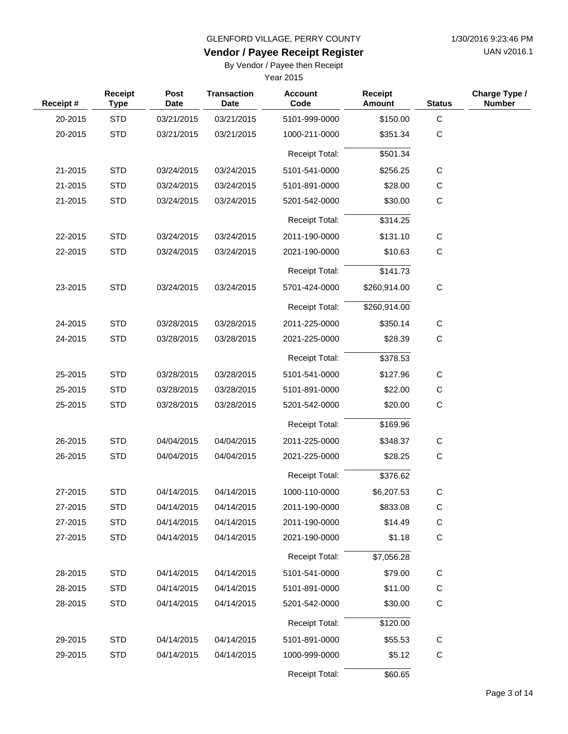GLENFORD VILLAGE, PERRY COUNTY

1/30/2016 9:23:46 PM

UAN v2016.1

## Vendor / Payee Receipt Register

By Vendor / Payee then Receipt

Year 2015

| Receipt # | Receipt Type | Post Date | Transaction Date | Account Code | Receipt Amount | Status | Charge Type / Number |
|---|---|---|---|---|---|---|---|
| 20-2015 | STD | 03/21/2015 | 03/21/2015 | 5101-999-0000 | $150.00 | C | |
| 20-2015 | STD | 03/21/2015 | 03/21/2015 | 1000-211-0000 | $351.34 | C | |
| | | | | Receipt Total: | $501.34 | | |
| 21-2015 | STD | 03/24/2015 | 03/24/2015 | 5101-541-0000 | $256.25 | C | |
| 21-2015 | STD | 03/24/2015 | 03/24/2015 | 5101-891-0000 | $28.00 | C | |
| 21-2015 | STD | 03/24/2015 | 03/24/2015 | 5201-542-0000 | $30.00 | C | |
| | | | | Receipt Total: | $314.25 | | |
| 22-2015 | STD | 03/24/2015 | 03/24/2015 | 2011-190-0000 | $131.10 | C | |
| 22-2015 | STD | 03/24/2015 | 03/24/2015 | 2021-190-0000 | $10.63 | C | |
| | | | | Receipt Total: | $141.73 | | |
| 23-2015 | STD | 03/24/2015 | 03/24/2015 | 5701-424-0000 | $260,914.00 | C | |
| | | | | Receipt Total: | $260,914.00 | | |
| 24-2015 | STD | 03/28/2015 | 03/28/2015 | 2011-225-0000 | $350.14 | C | |
| 24-2015 | STD | 03/28/2015 | 03/28/2015 | 2021-225-0000 | $28.39 | C | |
| | | | | Receipt Total: | $378.53 | | |
| 25-2015 | STD | 03/28/2015 | 03/28/2015 | 5101-541-0000 | $127.96 | C | |
| 25-2015 | STD | 03/28/2015 | 03/28/2015 | 5101-891-0000 | $22.00 | C | |
| 25-2015 | STD | 03/28/2015 | 03/28/2015 | 5201-542-0000 | $20.00 | C | |
| | | | | Receipt Total: | $169.96 | | |
| 26-2015 | STD | 04/04/2015 | 04/04/2015 | 2011-225-0000 | $348.37 | C | |
| 26-2015 | STD | 04/04/2015 | 04/04/2015 | 2021-225-0000 | $28.25 | C | |
| | | | | Receipt Total: | $376.62 | | |
| 27-2015 | STD | 04/14/2015 | 04/14/2015 | 1000-110-0000 | $6,207.53 | C | |
| 27-2015 | STD | 04/14/2015 | 04/14/2015 | 2011-190-0000 | $833.08 | C | |
| 27-2015 | STD | 04/14/2015 | 04/14/2015 | 2011-190-0000 | $14.49 | C | |
| 27-2015 | STD | 04/14/2015 | 04/14/2015 | 2021-190-0000 | $1.18 | C | |
| | | | | Receipt Total: | $7,056.28 | | |
| 28-2015 | STD | 04/14/2015 | 04/14/2015 | 5101-541-0000 | $79.00 | C | |
| 28-2015 | STD | 04/14/2015 | 04/14/2015 | 5101-891-0000 | $11.00 | C | |
| 28-2015 | STD | 04/14/2015 | 04/14/2015 | 5201-542-0000 | $30.00 | C | |
| | | | | Receipt Total: | $120.00 | | |
| 29-2015 | STD | 04/14/2015 | 04/14/2015 | 5101-891-0000 | $55.53 | C | |
| 29-2015 | STD | 04/14/2015 | 04/14/2015 | 1000-999-0000 | $5.12 | C | |
| | | | | Receipt Total: | $60.65 | | |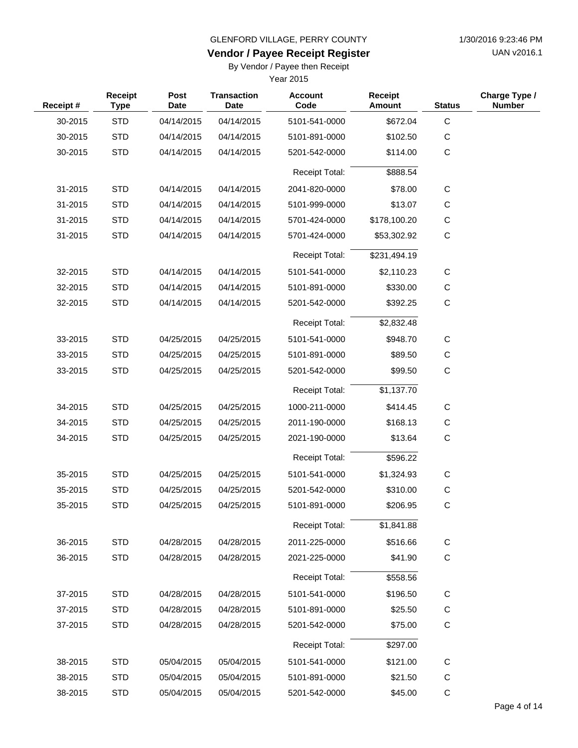GLENFORD VILLAGE, PERRY COUNTY

**Vendor / Payee Receipt Register**

By Vendor / Payee then Receipt

Year 2015

| Receipt # | Receipt Type | Post Date | Transaction Date | Account Code | Receipt Amount | Status | Charge Type / Number |
|---|---|---|---|---|---|---|---|
| 30-2015 | STD | 04/14/2015 | 04/14/2015 | 5101-541-0000 | $672.04 | C | |
| 30-2015 | STD | 04/14/2015 | 04/14/2015 | 5101-891-0000 | $102.50 | C | |
| 30-2015 | STD | 04/14/2015 | 04/14/2015 | 5201-542-0000 | $114.00 | C | |
| | | | | Receipt Total: | $888.54 | | |
| 31-2015 | STD | 04/14/2015 | 04/14/2015 | 2041-820-0000 | $78.00 | C | |
| 31-2015 | STD | 04/14/2015 | 04/14/2015 | 5101-999-0000 | $13.07 | C | |
| 31-2015 | STD | 04/14/2015 | 04/14/2015 | 5701-424-0000 | $178,100.20 | C | |
| 31-2015 | STD | 04/14/2015 | 04/14/2015 | 5701-424-0000 | $53,302.92 | C | |
| | | | | Receipt Total: | $231,494.19 | | |
| 32-2015 | STD | 04/14/2015 | 04/14/2015 | 5101-541-0000 | $2,110.23 | C | |
| 32-2015 | STD | 04/14/2015 | 04/14/2015 | 5101-891-0000 | $330.00 | C | |
| 32-2015 | STD | 04/14/2015 | 04/14/2015 | 5201-542-0000 | $392.25 | C | |
| | | | | Receipt Total: | $2,832.48 | | |
| 33-2015 | STD | 04/25/2015 | 04/25/2015 | 5101-541-0000 | $948.70 | C | |
| 33-2015 | STD | 04/25/2015 | 04/25/2015 | 5101-891-0000 | $89.50 | C | |
| 33-2015 | STD | 04/25/2015 | 04/25/2015 | 5201-542-0000 | $99.50 | C | |
| | | | | Receipt Total: | $1,137.70 | | |
| 34-2015 | STD | 04/25/2015 | 04/25/2015 | 1000-211-0000 | $414.45 | C | |
| 34-2015 | STD | 04/25/2015 | 04/25/2015 | 2011-190-0000 | $168.13 | C | |
| 34-2015 | STD | 04/25/2015 | 04/25/2015 | 2021-190-0000 | $13.64 | C | |
| | | | | Receipt Total: | $596.22 | | |
| 35-2015 | STD | 04/25/2015 | 04/25/2015 | 5101-541-0000 | $1,324.93 | C | |
| 35-2015 | STD | 04/25/2015 | 04/25/2015 | 5201-542-0000 | $310.00 | C | |
| 35-2015 | STD | 04/25/2015 | 04/25/2015 | 5101-891-0000 | $206.95 | C | |
| | | | | Receipt Total: | $1,841.88 | | |
| 36-2015 | STD | 04/28/2015 | 04/28/2015 | 2011-225-0000 | $516.66 | C | |
| 36-2015 | STD | 04/28/2015 | 04/28/2015 | 2021-225-0000 | $41.90 | C | |
| | | | | Receipt Total: | $558.56 | | |
| 37-2015 | STD | 04/28/2015 | 04/28/2015 | 5101-541-0000 | $196.50 | C | |
| 37-2015 | STD | 04/28/2015 | 04/28/2015 | 5101-891-0000 | $25.50 | C | |
| 37-2015 | STD | 04/28/2015 | 04/28/2015 | 5201-542-0000 | $75.00 | C | |
| | | | | Receipt Total: | $297.00 | | |
| 38-2015 | STD | 05/04/2015 | 05/04/2015 | 5101-541-0000 | $121.00 | C | |
| 38-2015 | STD | 05/04/2015 | 05/04/2015 | 5101-891-0000 | $21.50 | C | |
| 38-2015 | STD | 05/04/2015 | 05/04/2015 | 5201-542-0000 | $45.00 | C | |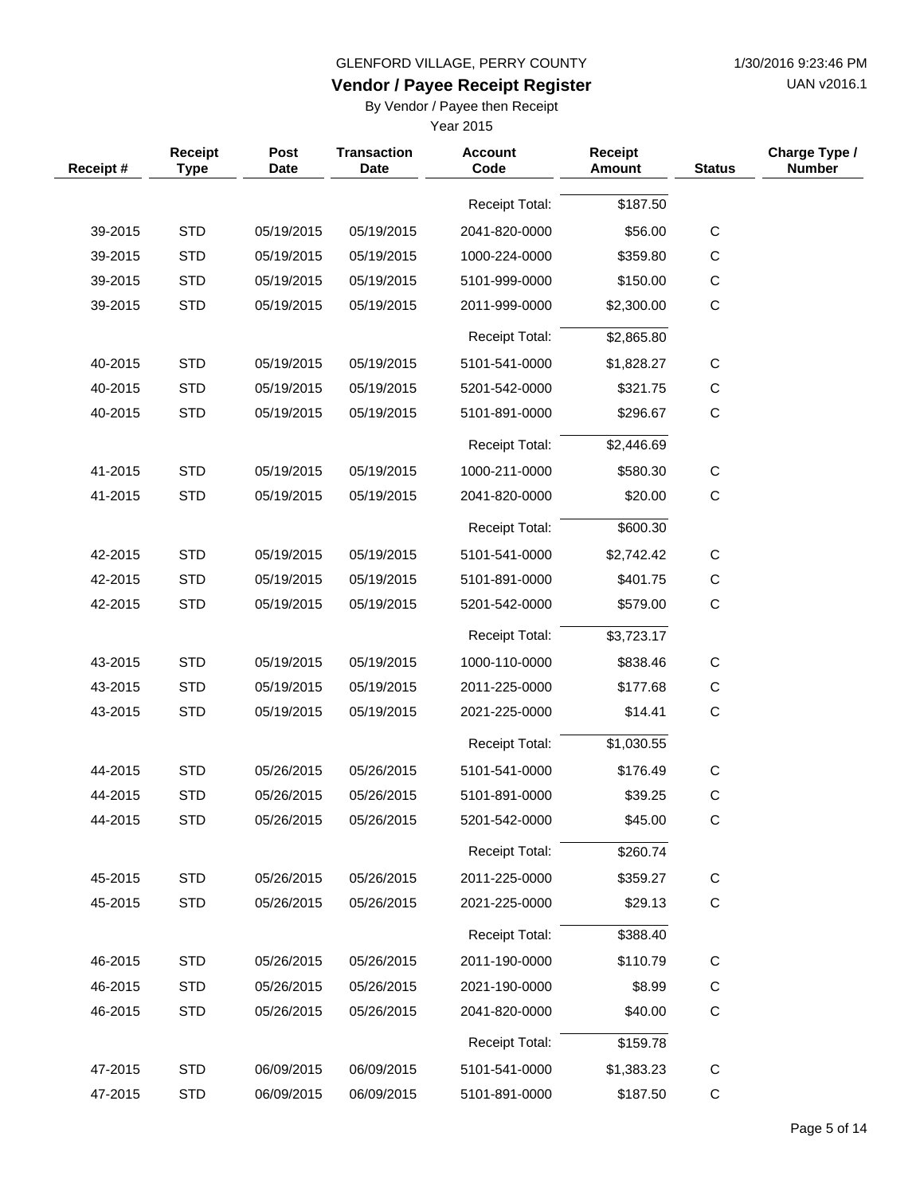GLENFORD VILLAGE, PERRY COUNTY

# Vendor / Payee Receipt Register

By Vendor / Payee then Receipt

Year 2015

| Receipt # | Receipt Type | Post Date | Transaction Date | Account Code | Receipt Amount | Status | Charge Type / Number |
|---|---|---|---|---|---|---|---|
| | | | | Receipt Total: | $187.50 | | |
| 39-2015 | STD | 05/19/2015 | 05/19/2015 | 2041-820-0000 | $56.00 | C | |
| 39-2015 | STD | 05/19/2015 | 05/19/2015 | 1000-224-0000 | $359.80 | C | |
| 39-2015 | STD | 05/19/2015 | 05/19/2015 | 5101-999-0000 | $150.00 | C | |
| 39-2015 | STD | 05/19/2015 | 05/19/2015 | 2011-999-0000 | $2,300.00 | C | |
| | | | | Receipt Total: | $2,865.80 | | |
| 40-2015 | STD | 05/19/2015 | 05/19/2015 | 5101-541-0000 | $1,828.27 | C | |
| 40-2015 | STD | 05/19/2015 | 05/19/2015 | 5201-542-0000 | $321.75 | C | |
| 40-2015 | STD | 05/19/2015 | 05/19/2015 | 5101-891-0000 | $296.67 | C | |
| | | | | Receipt Total: | $2,446.69 | | |
| 41-2015 | STD | 05/19/2015 | 05/19/2015 | 1000-211-0000 | $580.30 | C | |
| 41-2015 | STD | 05/19/2015 | 05/19/2015 | 2041-820-0000 | $20.00 | C | |
| | | | | Receipt Total: | $600.30 | | |
| 42-2015 | STD | 05/19/2015 | 05/19/2015 | 5101-541-0000 | $2,742.42 | C | |
| 42-2015 | STD | 05/19/2015 | 05/19/2015 | 5101-891-0000 | $401.75 | C | |
| 42-2015 | STD | 05/19/2015 | 05/19/2015 | 5201-542-0000 | $579.00 | C | |
| | | | | Receipt Total: | $3,723.17 | | |
| 43-2015 | STD | 05/19/2015 | 05/19/2015 | 1000-110-0000 | $838.46 | C | |
| 43-2015 | STD | 05/19/2015 | 05/19/2015 | 2011-225-0000 | $177.68 | C | |
| 43-2015 | STD | 05/19/2015 | 05/19/2015 | 2021-225-0000 | $14.41 | C | |
| | | | | Receipt Total: | $1,030.55 | | |
| 44-2015 | STD | 05/26/2015 | 05/26/2015 | 5101-541-0000 | $176.49 | C | |
| 44-2015 | STD | 05/26/2015 | 05/26/2015 | 5101-891-0000 | $39.25 | C | |
| 44-2015 | STD | 05/26/2015 | 05/26/2015 | 5201-542-0000 | $45.00 | C | |
| | | | | Receipt Total: | $260.74 | | |
| 45-2015 | STD | 05/26/2015 | 05/26/2015 | 2011-225-0000 | $359.27 | C | |
| 45-2015 | STD | 05/26/2015 | 05/26/2015 | 2021-225-0000 | $29.13 | C | |
| | | | | Receipt Total: | $388.40 | | |
| 46-2015 | STD | 05/26/2015 | 05/26/2015 | 2011-190-0000 | $110.79 | C | |
| 46-2015 | STD | 05/26/2015 | 05/26/2015 | 2021-190-0000 | $8.99 | C | |
| 46-2015 | STD | 05/26/2015 | 05/26/2015 | 2041-820-0000 | $40.00 | C | |
| | | | | Receipt Total: | $159.78 | | |
| 47-2015 | STD | 06/09/2015 | 06/09/2015 | 5101-541-0000 | $1,383.23 | C | |
| 47-2015 | STD | 06/09/2015 | 06/09/2015 | 5101-891-0000 | $187.50 | C | |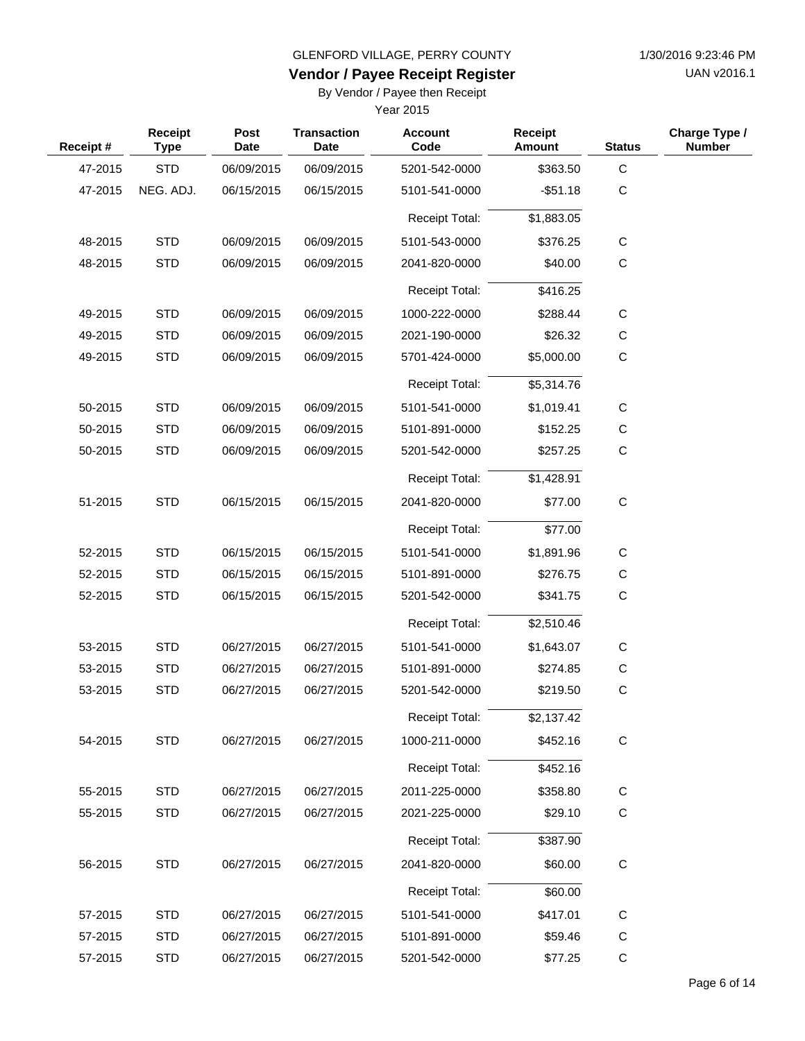GLENFORD VILLAGE, PERRY COUNTY

1/30/2016 9:23:46 PM

UAN v2016.1

## Vendor / Payee Receipt Register

By Vendor / Payee then Receipt

Year 2015

| Receipt # | Receipt Type | Post Date | Transaction Date | Account Code | Receipt Amount | Status | Charge Type / Number |
|---|---|---|---|---|---|---|---|
| 47-2015 | STD | 06/09/2015 | 06/09/2015 | 5201-542-0000 | $363.50 | C | |
| 47-2015 | NEG. ADJ. | 06/15/2015 | 06/15/2015 | 5101-541-0000 | -$51.18 | C | |
| | | | | Receipt Total: | $1,883.05 | | |
| 48-2015 | STD | 06/09/2015 | 06/09/2015 | 5101-543-0000 | $376.25 | C | |
| 48-2015 | STD | 06/09/2015 | 06/09/2015 | 2041-820-0000 | $40.00 | C | |
| | | | | Receipt Total: | $416.25 | | |
| 49-2015 | STD | 06/09/2015 | 06/09/2015 | 1000-222-0000 | $288.44 | C | |
| 49-2015 | STD | 06/09/2015 | 06/09/2015 | 2021-190-0000 | $26.32 | C | |
| 49-2015 | STD | 06/09/2015 | 06/09/2015 | 5701-424-0000 | $5,000.00 | C | |
| | | | | Receipt Total: | $5,314.76 | | |
| 50-2015 | STD | 06/09/2015 | 06/09/2015 | 5101-541-0000 | $1,019.41 | C | |
| 50-2015 | STD | 06/09/2015 | 06/09/2015 | 5101-891-0000 | $152.25 | C | |
| 50-2015 | STD | 06/09/2015 | 06/09/2015 | 5201-542-0000 | $257.25 | C | |
| | | | | Receipt Total: | $1,428.91 | | |
| 51-2015 | STD | 06/15/2015 | 06/15/2015 | 2041-820-0000 | $77.00 | C | |
| | | | | Receipt Total: | $77.00 | | |
| 52-2015 | STD | 06/15/2015 | 06/15/2015 | 5101-541-0000 | $1,891.96 | C | |
| 52-2015 | STD | 06/15/2015 | 06/15/2015 | 5101-891-0000 | $276.75 | C | |
| 52-2015 | STD | 06/15/2015 | 06/15/2015 | 5201-542-0000 | $341.75 | C | |
| | | | | Receipt Total: | $2,510.46 | | |
| 53-2015 | STD | 06/27/2015 | 06/27/2015 | 5101-541-0000 | $1,643.07 | C | |
| 53-2015 | STD | 06/27/2015 | 06/27/2015 | 5101-891-0000 | $274.85 | C | |
| 53-2015 | STD | 06/27/2015 | 06/27/2015 | 5201-542-0000 | $219.50 | C | |
| | | | | Receipt Total: | $2,137.42 | | |
| 54-2015 | STD | 06/27/2015 | 06/27/2015 | 1000-211-0000 | $452.16 | C | |
| | | | | Receipt Total: | $452.16 | | |
| 55-2015 | STD | 06/27/2015 | 06/27/2015 | 2011-225-0000 | $358.80 | C | |
| 55-2015 | STD | 06/27/2015 | 06/27/2015 | 2021-225-0000 | $29.10 | C | |
| | | | | Receipt Total: | $387.90 | | |
| 56-2015 | STD | 06/27/2015 | 06/27/2015 | 2041-820-0000 | $60.00 | C | |
| | | | | Receipt Total: | $60.00 | | |
| 57-2015 | STD | 06/27/2015 | 06/27/2015 | 5101-541-0000 | $417.01 | C | |
| 57-2015 | STD | 06/27/2015 | 06/27/2015 | 5101-891-0000 | $59.46 | C | |
| 57-2015 | STD | 06/27/2015 | 06/27/2015 | 5201-542-0000 | $77.25 | C | |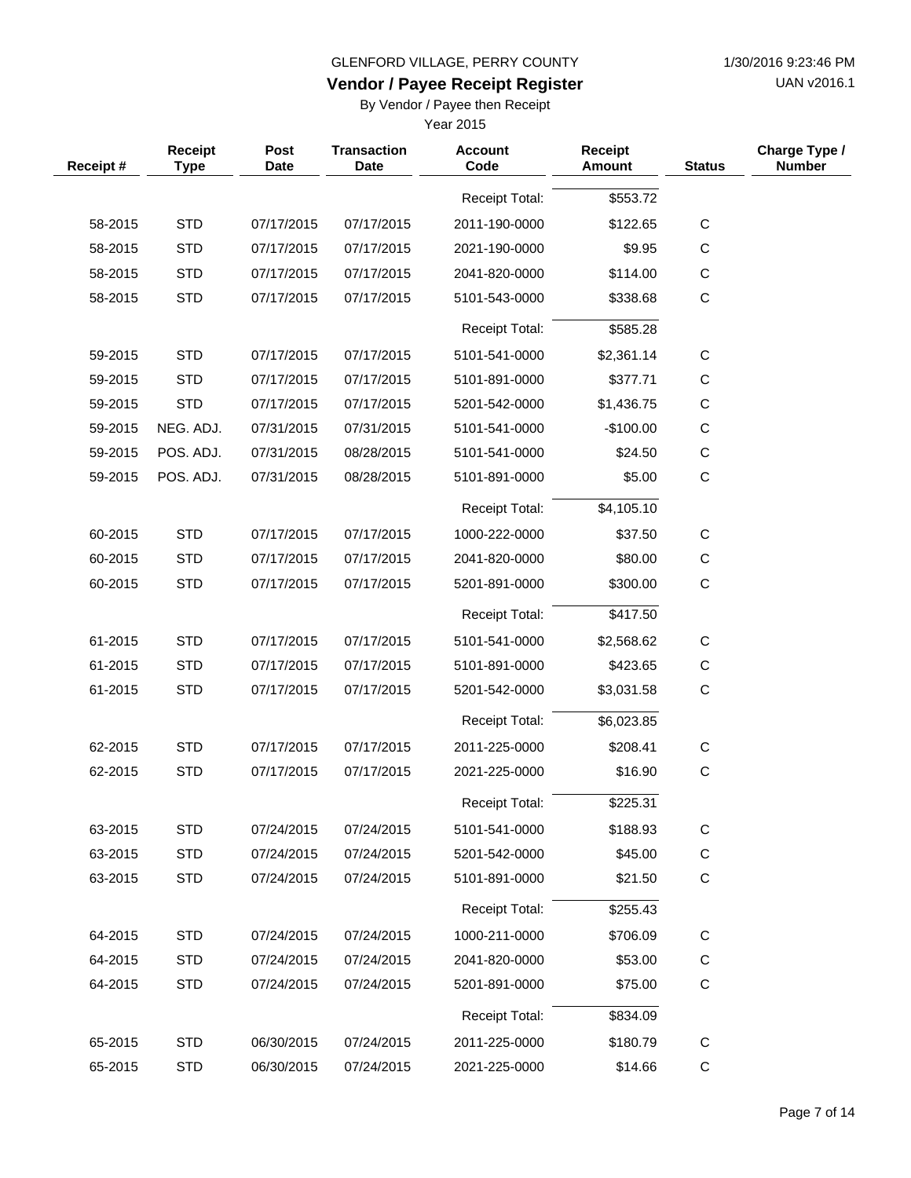GLENFORD VILLAGE, PERRY COUNTY

**Vendor / Payee Receipt Register**

By Vendor / Payee then Receipt

Year 2015

| Receipt # | Receipt Type | Post Date | Transaction Date | Account Code | Receipt Amount | Status | Charge Type / Number |
|---|---|---|---|---|---|---|---|
| | | | | Receipt Total: | $553.72 | | |
| 58-2015 | STD | 07/17/2015 | 07/17/2015 | 2011-190-0000 | $122.65 | C | |
| 58-2015 | STD | 07/17/2015 | 07/17/2015 | 2021-190-0000 | $9.95 | C | |
| 58-2015 | STD | 07/17/2015 | 07/17/2015 | 2041-820-0000 | $114.00 | C | |
| 58-2015 | STD | 07/17/2015 | 07/17/2015 | 5101-543-0000 | $338.68 | C | |
| | | | | Receipt Total: | $585.28 | | |
| 59-2015 | STD | 07/17/2015 | 07/17/2015 | 5101-541-0000 | $2,361.14 | C | |
| 59-2015 | STD | 07/17/2015 | 07/17/2015 | 5101-891-0000 | $377.71 | C | |
| 59-2015 | STD | 07/17/2015 | 07/17/2015 | 5201-542-0000 | $1,436.75 | C | |
| 59-2015 | NEG. ADJ. | 07/31/2015 | 07/31/2015 | 5101-541-0000 | -$100.00 | C | |
| 59-2015 | POS. ADJ. | 07/31/2015 | 08/28/2015 | 5101-541-0000 | $24.50 | C | |
| 59-2015 | POS. ADJ. | 07/31/2015 | 08/28/2015 | 5101-891-0000 | $5.00 | C | |
| | | | | Receipt Total: | $4,105.10 | | |
| 60-2015 | STD | 07/17/2015 | 07/17/2015 | 1000-222-0000 | $37.50 | C | |
| 60-2015 | STD | 07/17/2015 | 07/17/2015 | 2041-820-0000 | $80.00 | C | |
| 60-2015 | STD | 07/17/2015 | 07/17/2015 | 5201-891-0000 | $300.00 | C | |
| | | | | Receipt Total: | $417.50 | | |
| 61-2015 | STD | 07/17/2015 | 07/17/2015 | 5101-541-0000 | $2,568.62 | C | |
| 61-2015 | STD | 07/17/2015 | 07/17/2015 | 5101-891-0000 | $423.65 | C | |
| 61-2015 | STD | 07/17/2015 | 07/17/2015 | 5201-542-0000 | $3,031.58 | C | |
| | | | | Receipt Total: | $6,023.85 | | |
| 62-2015 | STD | 07/17/2015 | 07/17/2015 | 2011-225-0000 | $208.41 | C | |
| 62-2015 | STD | 07/17/2015 | 07/17/2015 | 2021-225-0000 | $16.90 | C | |
| | | | | Receipt Total: | $225.31 | | |
| 63-2015 | STD | 07/24/2015 | 07/24/2015 | 5101-541-0000 | $188.93 | C | |
| 63-2015 | STD | 07/24/2015 | 07/24/2015 | 5201-542-0000 | $45.00 | C | |
| 63-2015 | STD | 07/24/2015 | 07/24/2015 | 5101-891-0000 | $21.50 | C | |
| | | | | Receipt Total: | $255.43 | | |
| 64-2015 | STD | 07/24/2015 | 07/24/2015 | 1000-211-0000 | $706.09 | C | |
| 64-2015 | STD | 07/24/2015 | 07/24/2015 | 2041-820-0000 | $53.00 | C | |
| 64-2015 | STD | 07/24/2015 | 07/24/2015 | 5201-891-0000 | $75.00 | C | |
| | | | | Receipt Total: | $834.09 | | |
| 65-2015 | STD | 06/30/2015 | 07/24/2015 | 2011-225-0000 | $180.79 | C | |
| 65-2015 | STD | 06/30/2015 | 07/24/2015 | 2021-225-0000 | $14.66 | C | |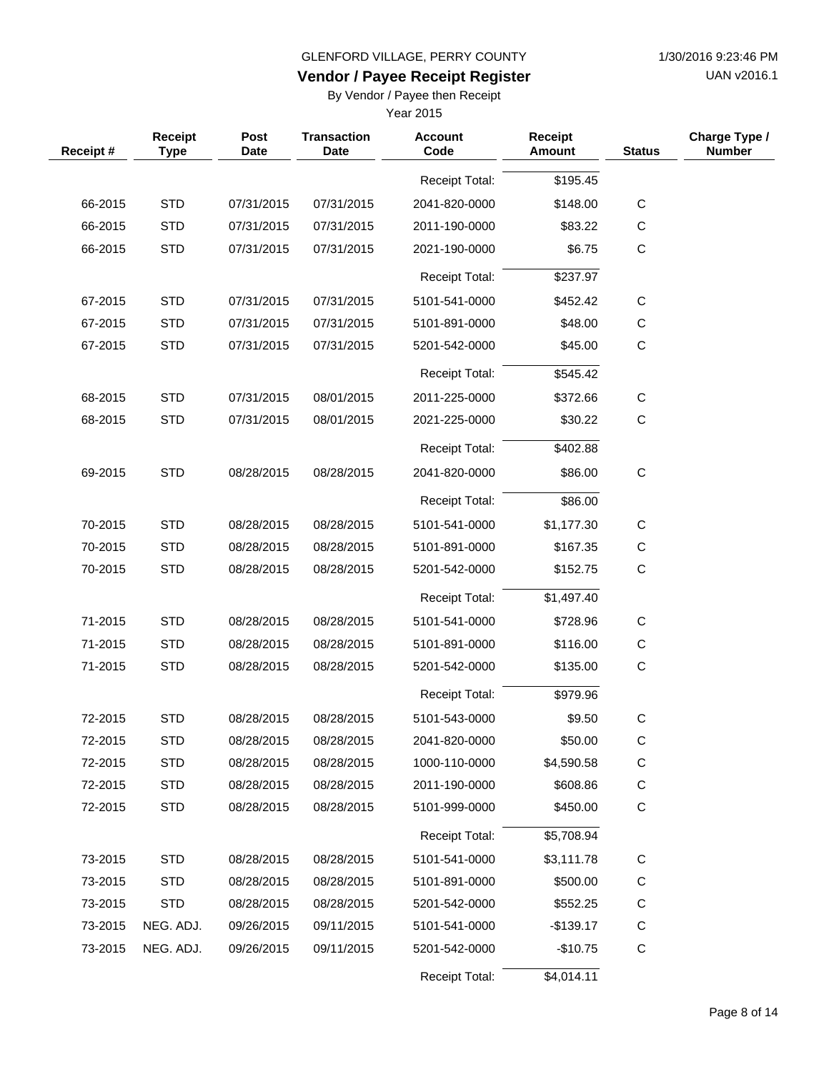GLENFORD VILLAGE, PERRY COUNTY

**Vendor / Payee Receipt Register**

By Vendor / Payee then Receipt

Year 2015

| Receipt # | Receipt Type | Post Date | Transaction Date | Account Code | Receipt Amount | Status | Charge Type / Number |
|---|---|---|---|---|---|---|---|
| | | | | Receipt Total: | $195.45 | | |
| 66-2015 | STD | 07/31/2015 | 07/31/2015 | 2041-820-0000 | $148.00 | C | |
| 66-2015 | STD | 07/31/2015 | 07/31/2015 | 2011-190-0000 | $83.22 | C | |
| 66-2015 | STD | 07/31/2015 | 07/31/2015 | 2021-190-0000 | $6.75 | C | |
| | | | | Receipt Total: | $237.97 | | |
| 67-2015 | STD | 07/31/2015 | 07/31/2015 | 5101-541-0000 | $452.42 | C | |
| 67-2015 | STD | 07/31/2015 | 07/31/2015 | 5101-891-0000 | $48.00 | C | |
| 67-2015 | STD | 07/31/2015 | 07/31/2015 | 5201-542-0000 | $45.00 | C | |
| | | | | Receipt Total: | $545.42 | | |
| 68-2015 | STD | 07/31/2015 | 08/01/2015 | 2011-225-0000 | $372.66 | C | |
| 68-2015 | STD | 07/31/2015 | 08/01/2015 | 2021-225-0000 | $30.22 | C | |
| | | | | Receipt Total: | $402.88 | | |
| 69-2015 | STD | 08/28/2015 | 08/28/2015 | 2041-820-0000 | $86.00 | C | |
| | | | | Receipt Total: | $86.00 | | |
| 70-2015 | STD | 08/28/2015 | 08/28/2015 | 5101-541-0000 | $1,177.30 | C | |
| 70-2015 | STD | 08/28/2015 | 08/28/2015 | 5101-891-0000 | $167.35 | C | |
| 70-2015 | STD | 08/28/2015 | 08/28/2015 | 5201-542-0000 | $152.75 | C | |
| | | | | Receipt Total: | $1,497.40 | | |
| 71-2015 | STD | 08/28/2015 | 08/28/2015 | 5101-541-0000 | $728.96 | C | |
| 71-2015 | STD | 08/28/2015 | 08/28/2015 | 5101-891-0000 | $116.00 | C | |
| 71-2015 | STD | 08/28/2015 | 08/28/2015 | 5201-542-0000 | $135.00 | C | |
| | | | | Receipt Total: | $979.96 | | |
| 72-2015 | STD | 08/28/2015 | 08/28/2015 | 5101-543-0000 | $9.50 | C | |
| 72-2015 | STD | 08/28/2015 | 08/28/2015 | 2041-820-0000 | $50.00 | C | |
| 72-2015 | STD | 08/28/2015 | 08/28/2015 | 1000-110-0000 | $4,590.58 | C | |
| 72-2015 | STD | 08/28/2015 | 08/28/2015 | 2011-190-0000 | $608.86 | C | |
| 72-2015 | STD | 08/28/2015 | 08/28/2015 | 5101-999-0000 | $450.00 | C | |
| | | | | Receipt Total: | $5,708.94 | | |
| 73-2015 | STD | 08/28/2015 | 08/28/2015 | 5101-541-0000 | $3,111.78 | C | |
| 73-2015 | STD | 08/28/2015 | 08/28/2015 | 5101-891-0000 | $500.00 | C | |
| 73-2015 | STD | 08/28/2015 | 08/28/2015 | 5201-542-0000 | $552.25 | C | |
| 73-2015 | NEG. ADJ. | 09/26/2015 | 09/11/2015 | 5101-541-0000 | -$139.17 | C | |
| 73-2015 | NEG. ADJ. | 09/26/2015 | 09/11/2015 | 5201-542-0000 | -$10.75 | C | |
| | | | | Receipt Total: | $4,014.11 | | |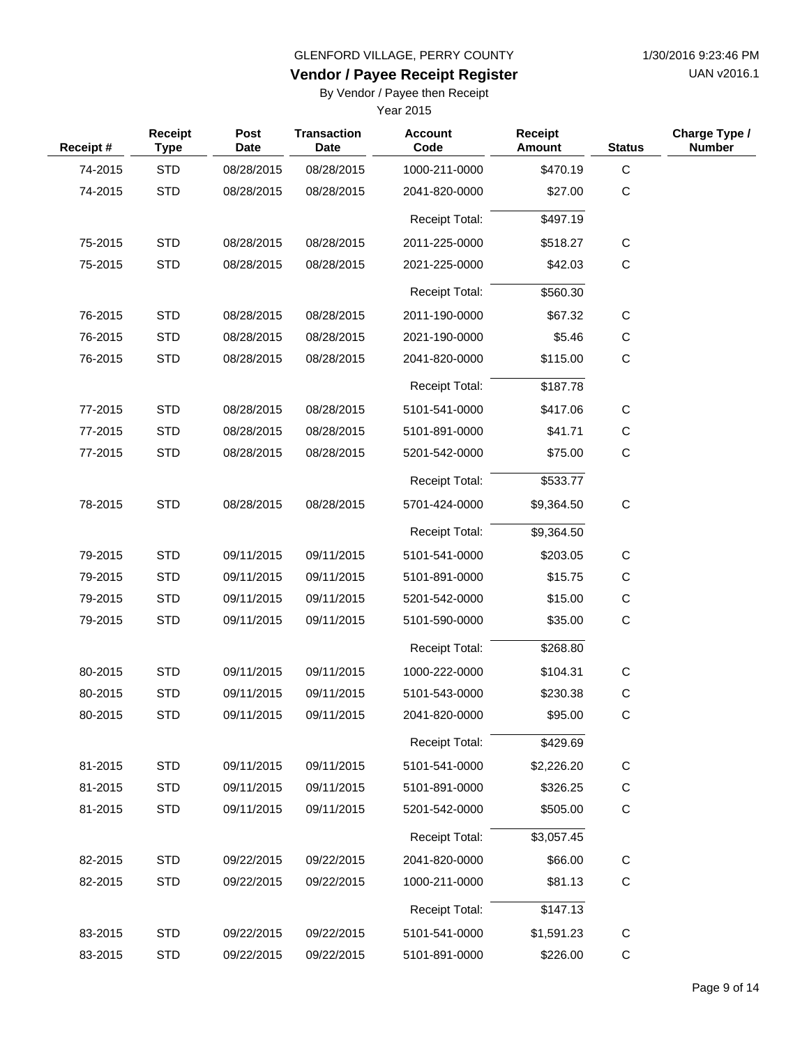GLENFORD VILLAGE, PERRY COUNTY

1/30/2016 9:23:46 PM

UAN v2016.1

# Vendor / Payee Receipt Register

By Vendor / Payee then Receipt

Year 2015

| Receipt # | Receipt Type | Post Date | Transaction Date | Account Code | Receipt Amount | Status | Charge Type / Number |
|---|---|---|---|---|---|---|---|
| 74-2015 | STD | 08/28/2015 | 08/28/2015 | 1000-211-0000 | $470.19 | C | |
| 74-2015 | STD | 08/28/2015 | 08/28/2015 | 2041-820-0000 | $27.00 | C | |
| | | | | Receipt Total: | $497.19 | | |
| 75-2015 | STD | 08/28/2015 | 08/28/2015 | 2011-225-0000 | $518.27 | C | |
| 75-2015 | STD | 08/28/2015 | 08/28/2015 | 2021-225-0000 | $42.03 | C | |
| | | | | Receipt Total: | $560.30 | | |
| 76-2015 | STD | 08/28/2015 | 08/28/2015 | 2011-190-0000 | $67.32 | C | |
| 76-2015 | STD | 08/28/2015 | 08/28/2015 | 2021-190-0000 | $5.46 | C | |
| 76-2015 | STD | 08/28/2015 | 08/28/2015 | 2041-820-0000 | $115.00 | C | |
| | | | | Receipt Total: | $187.78 | | |
| 77-2015 | STD | 08/28/2015 | 08/28/2015 | 5101-541-0000 | $417.06 | C | |
| 77-2015 | STD | 08/28/2015 | 08/28/2015 | 5101-891-0000 | $41.71 | C | |
| 77-2015 | STD | 08/28/2015 | 08/28/2015 | 5201-542-0000 | $75.00 | C | |
| | | | | Receipt Total: | $533.77 | | |
| 78-2015 | STD | 08/28/2015 | 08/28/2015 | 5701-424-0000 | $9,364.50 | C | |
| | | | | Receipt Total: | $9,364.50 | | |
| 79-2015 | STD | 09/11/2015 | 09/11/2015 | 5101-541-0000 | $203.05 | C | |
| 79-2015 | STD | 09/11/2015 | 09/11/2015 | 5101-891-0000 | $15.75 | C | |
| 79-2015 | STD | 09/11/2015 | 09/11/2015 | 5201-542-0000 | $15.00 | C | |
| 79-2015 | STD | 09/11/2015 | 09/11/2015 | 5101-590-0000 | $35.00 | C | |
| | | | | Receipt Total: | $268.80 | | |
| 80-2015 | STD | 09/11/2015 | 09/11/2015 | 1000-222-0000 | $104.31 | C | |
| 80-2015 | STD | 09/11/2015 | 09/11/2015 | 5101-543-0000 | $230.38 | C | |
| 80-2015 | STD | 09/11/2015 | 09/11/2015 | 2041-820-0000 | $95.00 | C | |
| | | | | Receipt Total: | $429.69 | | |
| 81-2015 | STD | 09/11/2015 | 09/11/2015 | 5101-541-0000 | $2,226.20 | C | |
| 81-2015 | STD | 09/11/2015 | 09/11/2015 | 5101-891-0000 | $326.25 | C | |
| 81-2015 | STD | 09/11/2015 | 09/11/2015 | 5201-542-0000 | $505.00 | C | |
| | | | | Receipt Total: | $3,057.45 | | |
| 82-2015 | STD | 09/22/2015 | 09/22/2015 | 2041-820-0000 | $66.00 | C | |
| 82-2015 | STD | 09/22/2015 | 09/22/2015 | 1000-211-0000 | $81.13 | C | |
| | | | | Receipt Total: | $147.13 | | |
| 83-2015 | STD | 09/22/2015 | 09/22/2015 | 5101-541-0000 | $1,591.23 | C | |
| 83-2015 | STD | 09/22/2015 | 09/22/2015 | 5101-891-0000 | $226.00 | C | |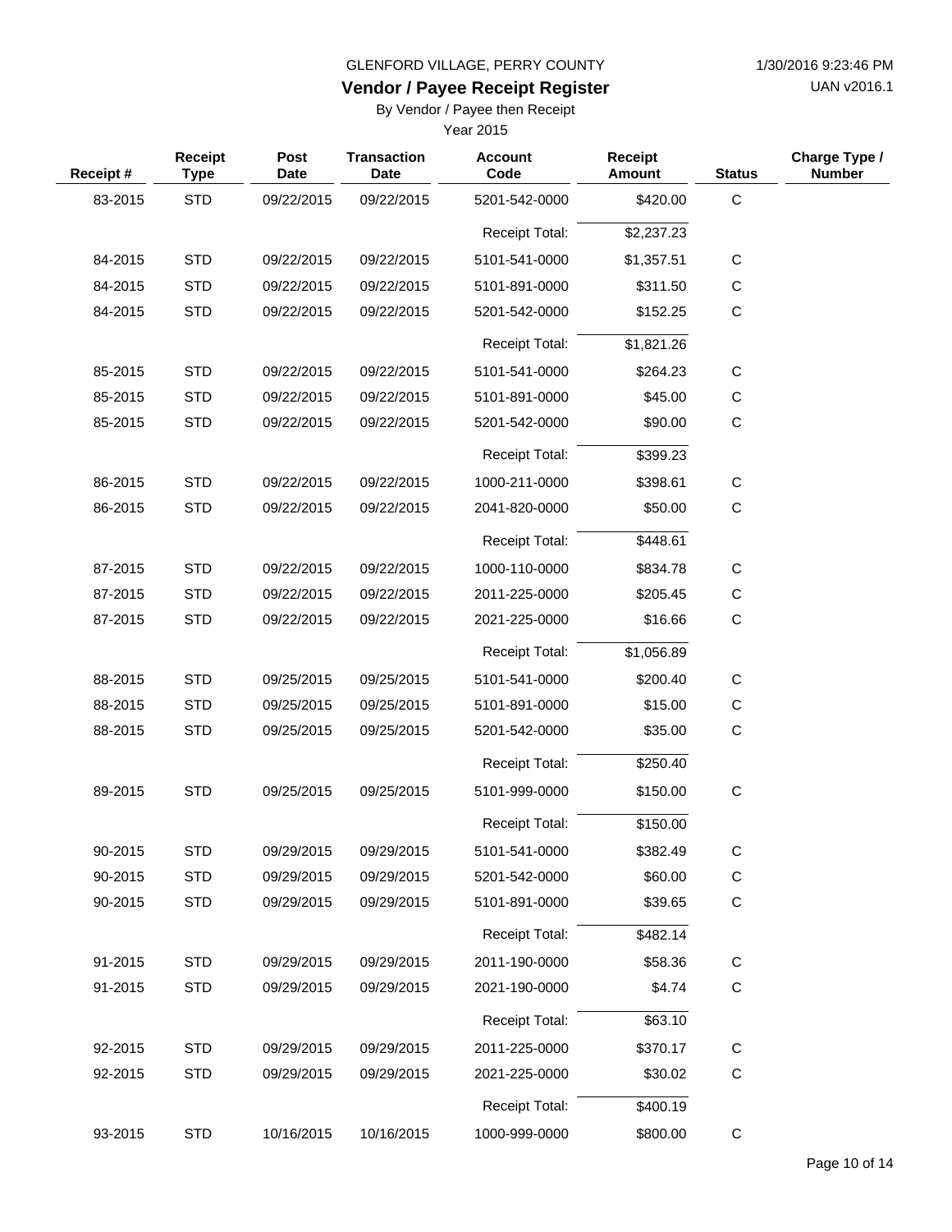GLENFORD VILLAGE, PERRY COUNTY

1/30/2016 9:23:46 PM

**Vendor / Payee Receipt Register**

UAN v2016.1

By Vendor / Payee then Receipt

Year 2015

| Receipt # | Receipt Type | Post Date | Transaction Date | Account Code | Receipt Amount | Status | Charge Type / Number |
|---|---|---|---|---|---|---|---|
| 83-2015 | STD | 09/22/2015 | 09/22/2015 | 5201-542-0000 | $420.00 | C | |
| | | | | Receipt Total: | $2,237.23 | | |
| 84-2015 | STD | 09/22/2015 | 09/22/2015 | 5101-541-0000 | $1,357.51 | C | |
| 84-2015 | STD | 09/22/2015 | 09/22/2015 | 5101-891-0000 | $311.50 | C | |
| 84-2015 | STD | 09/22/2015 | 09/22/2015 | 5201-542-0000 | $152.25 | C | |
| | | | | Receipt Total: | $1,821.26 | | |
| 85-2015 | STD | 09/22/2015 | 09/22/2015 | 5101-541-0000 | $264.23 | C | |
| 85-2015 | STD | 09/22/2015 | 09/22/2015 | 5101-891-0000 | $45.00 | C | |
| 85-2015 | STD | 09/22/2015 | 09/22/2015 | 5201-542-0000 | $90.00 | C | |
| | | | | Receipt Total: | $399.23 | | |
| 86-2015 | STD | 09/22/2015 | 09/22/2015 | 1000-211-0000 | $398.61 | C | |
| 86-2015 | STD | 09/22/2015 | 09/22/2015 | 2041-820-0000 | $50.00 | C | |
| | | | | Receipt Total: | $448.61 | | |
| 87-2015 | STD | 09/22/2015 | 09/22/2015 | 1000-110-0000 | $834.78 | C | |
| 87-2015 | STD | 09/22/2015 | 09/22/2015 | 2011-225-0000 | $205.45 | C | |
| 87-2015 | STD | 09/22/2015 | 09/22/2015 | 2021-225-0000 | $16.66 | C | |
| | | | | Receipt Total: | $1,056.89 | | |
| 88-2015 | STD | 09/25/2015 | 09/25/2015 | 5101-541-0000 | $200.40 | C | |
| 88-2015 | STD | 09/25/2015 | 09/25/2015 | 5101-891-0000 | $15.00 | C | |
| 88-2015 | STD | 09/25/2015 | 09/25/2015 | 5201-542-0000 | $35.00 | C | |
| | | | | Receipt Total: | $250.40 | | |
| 89-2015 | STD | 09/25/2015 | 09/25/2015 | 5101-999-0000 | $150.00 | C | |
| | | | | Receipt Total: | $150.00 | | |
| 90-2015 | STD | 09/29/2015 | 09/29/2015 | 5101-541-0000 | $382.49 | C | |
| 90-2015 | STD | 09/29/2015 | 09/29/2015 | 5201-542-0000 | $60.00 | C | |
| 90-2015 | STD | 09/29/2015 | 09/29/2015 | 5101-891-0000 | $39.65 | C | |
| | | | | Receipt Total: | $482.14 | | |
| 91-2015 | STD | 09/29/2015 | 09/29/2015 | 2011-190-0000 | $58.36 | C | |
| 91-2015 | STD | 09/29/2015 | 09/29/2015 | 2021-190-0000 | $4.74 | C | |
| | | | | Receipt Total: | $63.10 | | |
| 92-2015 | STD | 09/29/2015 | 09/29/2015 | 2011-225-0000 | $370.17 | C | |
| 92-2015 | STD | 09/29/2015 | 09/29/2015 | 2021-225-0000 | $30.02 | C | |
| | | | | Receipt Total: | $400.19 | | |
| 93-2015 | STD | 10/16/2015 | 10/16/2015 | 1000-999-0000 | $800.00 | C | |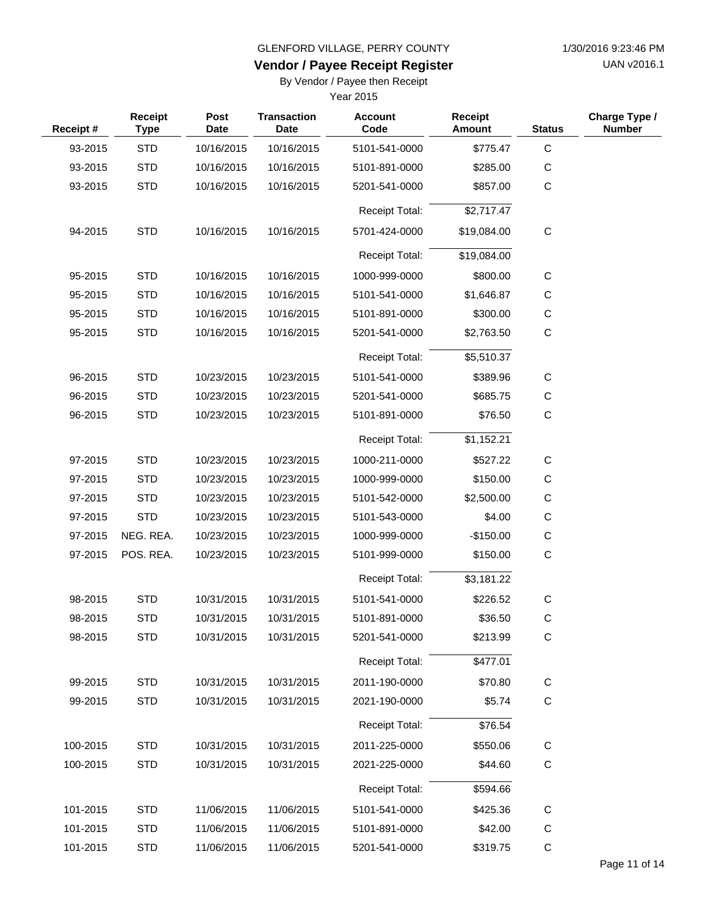GLENFORD VILLAGE, PERRY COUNTY

**Vendor / Payee Receipt Register**

By Vendor / Payee then Receipt

Year 2015

| Receipt # | Receipt Type | Post Date | Transaction Date | Account Code | Receipt Amount | Status | Charge Type / Number |
|---|---|---|---|---|---|---|---|
| 93-2015 | STD | 10/16/2015 | 10/16/2015 | 5101-541-0000 | $775.47 | C | |
| 93-2015 | STD | 10/16/2015 | 10/16/2015 | 5101-891-0000 | $285.00 | C | |
| 93-2015 | STD | 10/16/2015 | 10/16/2015 | 5201-541-0000 | $857.00 | C | |
| | | | | Receipt Total: | $2,717.47 | | |
| 94-2015 | STD | 10/16/2015 | 10/16/2015 | 5701-424-0000 | $19,084.00 | C | |
| | | | | Receipt Total: | $19,084.00 | | |
| 95-2015 | STD | 10/16/2015 | 10/16/2015 | 1000-999-0000 | $800.00 | C | |
| 95-2015 | STD | 10/16/2015 | 10/16/2015 | 5101-541-0000 | $1,646.87 | C | |
| 95-2015 | STD | 10/16/2015 | 10/16/2015 | 5101-891-0000 | $300.00 | C | |
| 95-2015 | STD | 10/16/2015 | 10/16/2015 | 5201-541-0000 | $2,763.50 | C | |
| | | | | Receipt Total: | $5,510.37 | | |
| 96-2015 | STD | 10/23/2015 | 10/23/2015 | 5101-541-0000 | $389.96 | C | |
| 96-2015 | STD | 10/23/2015 | 10/23/2015 | 5201-541-0000 | $685.75 | C | |
| 96-2015 | STD | 10/23/2015 | 10/23/2015 | 5101-891-0000 | $76.50 | C | |
| | | | | Receipt Total: | $1,152.21 | | |
| 97-2015 | STD | 10/23/2015 | 10/23/2015 | 1000-211-0000 | $527.22 | C | |
| 97-2015 | STD | 10/23/2015 | 10/23/2015 | 1000-999-0000 | $150.00 | C | |
| 97-2015 | STD | 10/23/2015 | 10/23/2015 | 5101-542-0000 | $2,500.00 | C | |
| 97-2015 | STD | 10/23/2015 | 10/23/2015 | 5101-543-0000 | $4.00 | C | |
| 97-2015 | NEG. REA. | 10/23/2015 | 10/23/2015 | 1000-999-0000 | -$150.00 | C | |
| 97-2015 | POS. REA. | 10/23/2015 | 10/23/2015 | 5101-999-0000 | $150.00 | C | |
| | | | | Receipt Total: | $3,181.22 | | |
| 98-2015 | STD | 10/31/2015 | 10/31/2015 | 5101-541-0000 | $226.52 | C | |
| 98-2015 | STD | 10/31/2015 | 10/31/2015 | 5101-891-0000 | $36.50 | C | |
| 98-2015 | STD | 10/31/2015 | 10/31/2015 | 5201-541-0000 | $213.99 | C | |
| | | | | Receipt Total: | $477.01 | | |
| 99-2015 | STD | 10/31/2015 | 10/31/2015 | 2011-190-0000 | $70.80 | C | |
| 99-2015 | STD | 10/31/2015 | 10/31/2015 | 2021-190-0000 | $5.74 | C | |
| | | | | Receipt Total: | $76.54 | | |
| 100-2015 | STD | 10/31/2015 | 10/31/2015 | 2011-225-0000 | $550.06 | C | |
| 100-2015 | STD | 10/31/2015 | 10/31/2015 | 2021-225-0000 | $44.60 | C | |
| | | | | Receipt Total: | $594.66 | | |
| 101-2015 | STD | 11/06/2015 | 11/06/2015 | 5101-541-0000 | $425.36 | C | |
| 101-2015 | STD | 11/06/2015 | 11/06/2015 | 5101-891-0000 | $42.00 | C | |
| 101-2015 | STD | 11/06/2015 | 11/06/2015 | 5201-541-0000 | $319.75 | C | |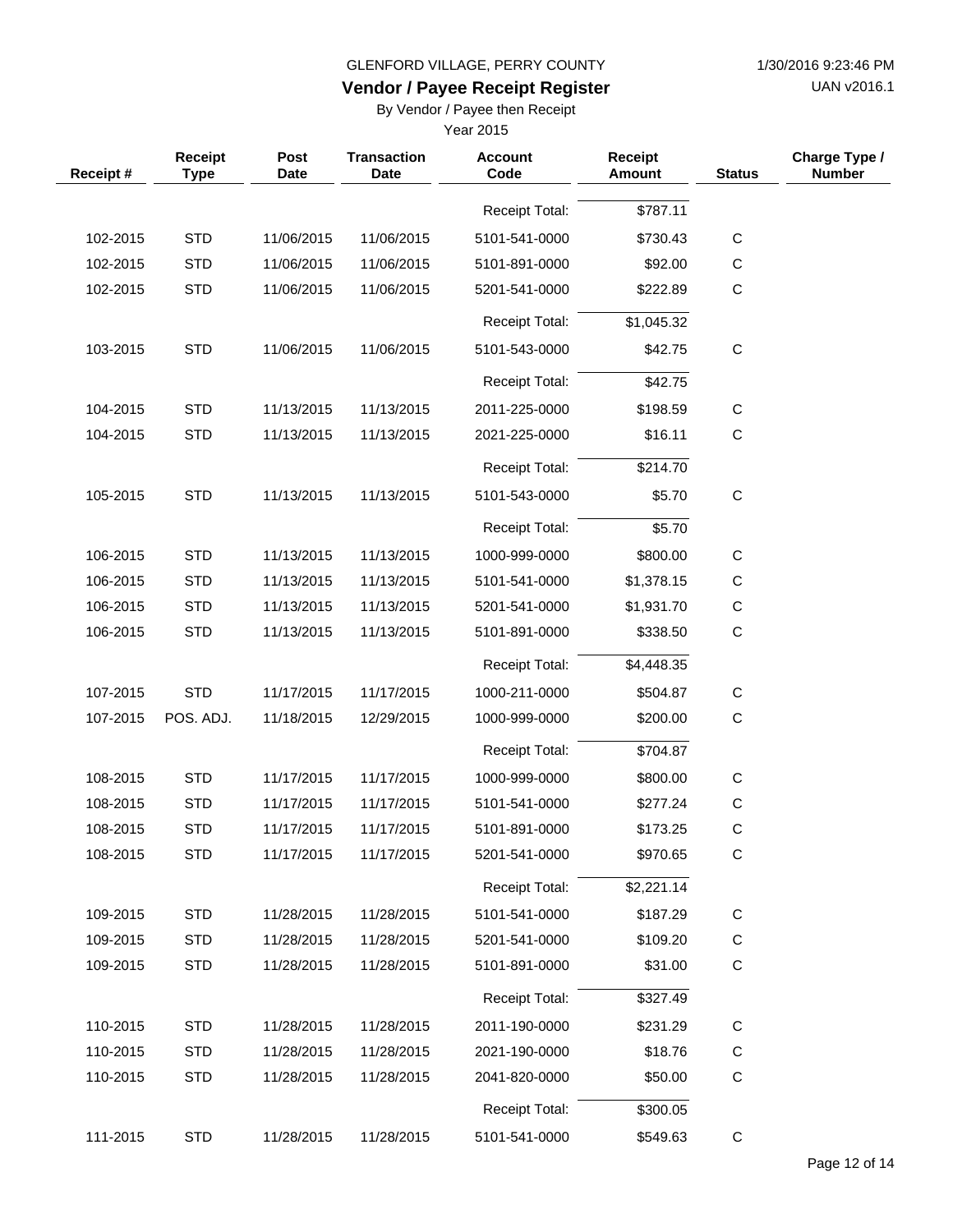GLENFORD VILLAGE, PERRY COUNTY

1/30/2016 9:23:46 PM

UAN v2016.1

## Vendor / Payee Receipt Register

By Vendor / Payee then Receipt

Year 2015

| Receipt # | Receipt Type | Post Date | Transaction Date | Account Code | Receipt Amount | Status | Charge Type / Number |
|---|---|---|---|---|---|---|---|
| | | | | Receipt Total: | $787.11 | | |
| 102-2015 | STD | 11/06/2015 | 11/06/2015 | 5101-541-0000 | $730.43 | C | |
| 102-2015 | STD | 11/06/2015 | 11/06/2015 | 5101-891-0000 | $92.00 | C | |
| 102-2015 | STD | 11/06/2015 | 11/06/2015 | 5201-541-0000 | $222.89 | C | |
| | | | | Receipt Total: | $1,045.32 | | |
| 103-2015 | STD | 11/06/2015 | 11/06/2015 | 5101-543-0000 | $42.75 | C | |
| | | | | Receipt Total: | $42.75 | | |
| 104-2015 | STD | 11/13/2015 | 11/13/2015 | 2011-225-0000 | $198.59 | C | |
| 104-2015 | STD | 11/13/2015 | 11/13/2015 | 2021-225-0000 | $16.11 | C | |
| | | | | Receipt Total: | $214.70 | | |
| 105-2015 | STD | 11/13/2015 | 11/13/2015 | 5101-543-0000 | $5.70 | C | |
| | | | | Receipt Total: | $5.70 | | |
| 106-2015 | STD | 11/13/2015 | 11/13/2015 | 1000-999-0000 | $800.00 | C | |
| 106-2015 | STD | 11/13/2015 | 11/13/2015 | 5101-541-0000 | $1,378.15 | C | |
| 106-2015 | STD | 11/13/2015 | 11/13/2015 | 5201-541-0000 | $1,931.70 | C | |
| 106-2015 | STD | 11/13/2015 | 11/13/2015 | 5101-891-0000 | $338.50 | C | |
| | | | | Receipt Total: | $4,448.35 | | |
| 107-2015 | STD | 11/17/2015 | 11/17/2015 | 1000-211-0000 | $504.87 | C | |
| 107-2015 | POS. ADJ. | 11/18/2015 | 12/29/2015 | 1000-999-0000 | $200.00 | C | |
| | | | | Receipt Total: | $704.87 | | |
| 108-2015 | STD | 11/17/2015 | 11/17/2015 | 1000-999-0000 | $800.00 | C | |
| 108-2015 | STD | 11/17/2015 | 11/17/2015 | 5101-541-0000 | $277.24 | C | |
| 108-2015 | STD | 11/17/2015 | 11/17/2015 | 5101-891-0000 | $173.25 | C | |
| 108-2015 | STD | 11/17/2015 | 11/17/2015 | 5201-541-0000 | $970.65 | C | |
| | | | | Receipt Total: | $2,221.14 | | |
| 109-2015 | STD | 11/28/2015 | 11/28/2015 | 5101-541-0000 | $187.29 | C | |
| 109-2015 | STD | 11/28/2015 | 11/28/2015 | 5201-541-0000 | $109.20 | C | |
| 109-2015 | STD | 11/28/2015 | 11/28/2015 | 5101-891-0000 | $31.00 | C | |
| | | | | Receipt Total: | $327.49 | | |
| 110-2015 | STD | 11/28/2015 | 11/28/2015 | 2011-190-0000 | $231.29 | C | |
| 110-2015 | STD | 11/28/2015 | 11/28/2015 | 2021-190-0000 | $18.76 | C | |
| 110-2015 | STD | 11/28/2015 | 11/28/2015 | 2041-820-0000 | $50.00 | C | |
| | | | | Receipt Total: | $300.05 | | |
| 111-2015 | STD | 11/28/2015 | 11/28/2015 | 5101-541-0000 | $549.63 | C | |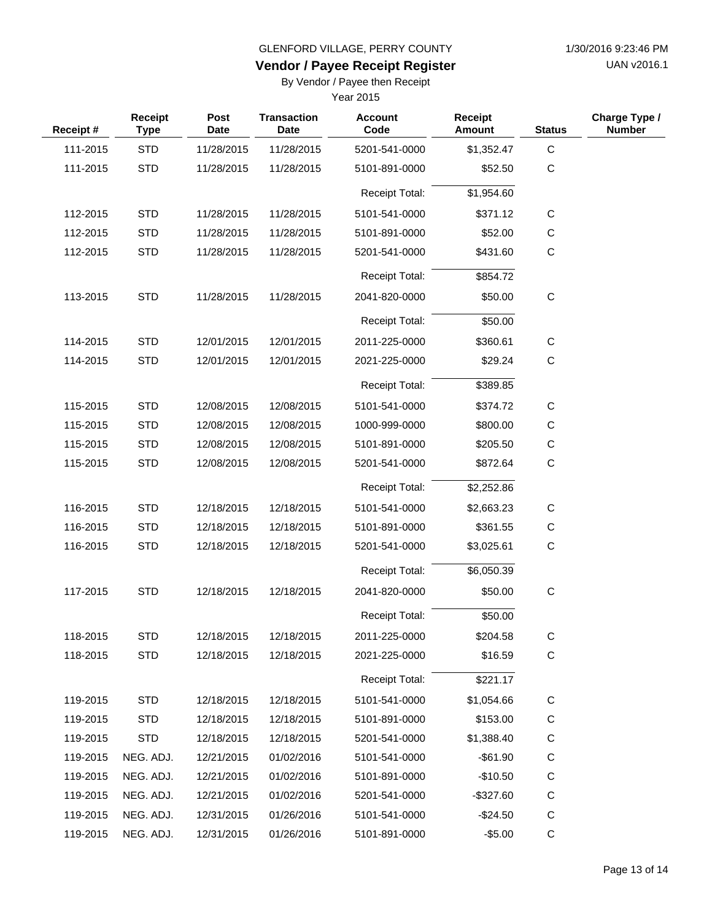GLENFORD VILLAGE, PERRY COUNTY

1/30/2016 9:23:46 PM

UAN v2016.1

## Vendor / Payee Receipt Register

By Vendor / Payee then Receipt

Year 2015

| Receipt # | Receipt Type | Post Date | Transaction Date | Account Code | Receipt Amount | Status | Charge Type / Number |
|---|---|---|---|---|---|---|---|
| 111-2015 | STD | 11/28/2015 | 11/28/2015 | 5201-541-0000 | $1,352.47 | C | |
| 111-2015 | STD | 11/28/2015 | 11/28/2015 | 5101-891-0000 | $52.50 | C | |
| | | | | Receipt Total: | $1,954.60 | | |
| 112-2015 | STD | 11/28/2015 | 11/28/2015 | 5101-541-0000 | $371.12 | C | |
| 112-2015 | STD | 11/28/2015 | 11/28/2015 | 5101-891-0000 | $52.00 | C | |
| 112-2015 | STD | 11/28/2015 | 11/28/2015 | 5201-541-0000 | $431.60 | C | |
| | | | | Receipt Total: | $854.72 | | |
| 113-2015 | STD | 11/28/2015 | 11/28/2015 | 2041-820-0000 | $50.00 | C | |
| | | | | Receipt Total: | $50.00 | | |
| 114-2015 | STD | 12/01/2015 | 12/01/2015 | 2011-225-0000 | $360.61 | C | |
| 114-2015 | STD | 12/01/2015 | 12/01/2015 | 2021-225-0000 | $29.24 | C | |
| | | | | Receipt Total: | $389.85 | | |
| 115-2015 | STD | 12/08/2015 | 12/08/2015 | 5101-541-0000 | $374.72 | C | |
| 115-2015 | STD | 12/08/2015 | 12/08/2015 | 1000-999-0000 | $800.00 | C | |
| 115-2015 | STD | 12/08/2015 | 12/08/2015 | 5101-891-0000 | $205.50 | C | |
| 115-2015 | STD | 12/08/2015 | 12/08/2015 | 5201-541-0000 | $872.64 | C | |
| | | | | Receipt Total: | $2,252.86 | | |
| 116-2015 | STD | 12/18/2015 | 12/18/2015 | 5101-541-0000 | $2,663.23 | C | |
| 116-2015 | STD | 12/18/2015 | 12/18/2015 | 5101-891-0000 | $361.55 | C | |
| 116-2015 | STD | 12/18/2015 | 12/18/2015 | 5201-541-0000 | $3,025.61 | C | |
| | | | | Receipt Total: | $6,050.39 | | |
| 117-2015 | STD | 12/18/2015 | 12/18/2015 | 2041-820-0000 | $50.00 | C | |
| | | | | Receipt Total: | $50.00 | | |
| 118-2015 | STD | 12/18/2015 | 12/18/2015 | 2011-225-0000 | $204.58 | C | |
| 118-2015 | STD | 12/18/2015 | 12/18/2015 | 2021-225-0000 | $16.59 | C | |
| | | | | Receipt Total: | $221.17 | | |
| 119-2015 | STD | 12/18/2015 | 12/18/2015 | 5101-541-0000 | $1,054.66 | C | |
| 119-2015 | STD | 12/18/2015 | 12/18/2015 | 5101-891-0000 | $153.00 | C | |
| 119-2015 | STD | 12/18/2015 | 12/18/2015 | 5201-541-0000 | $1,388.40 | C | |
| 119-2015 | NEG. ADJ. | 12/21/2015 | 01/02/2016 | 5101-541-0000 | -$61.90 | C | |
| 119-2015 | NEG. ADJ. | 12/21/2015 | 01/02/2016 | 5101-891-0000 | -$10.50 | C | |
| 119-2015 | NEG. ADJ. | 12/21/2015 | 01/02/2016 | 5201-541-0000 | -$327.60 | C | |
| 119-2015 | NEG. ADJ. | 12/31/2015 | 01/26/2016 | 5101-541-0000 | -$24.50 | C | |
| 119-2015 | NEG. ADJ. | 12/31/2015 | 01/26/2016 | 5101-891-0000 | -$5.00 | C | |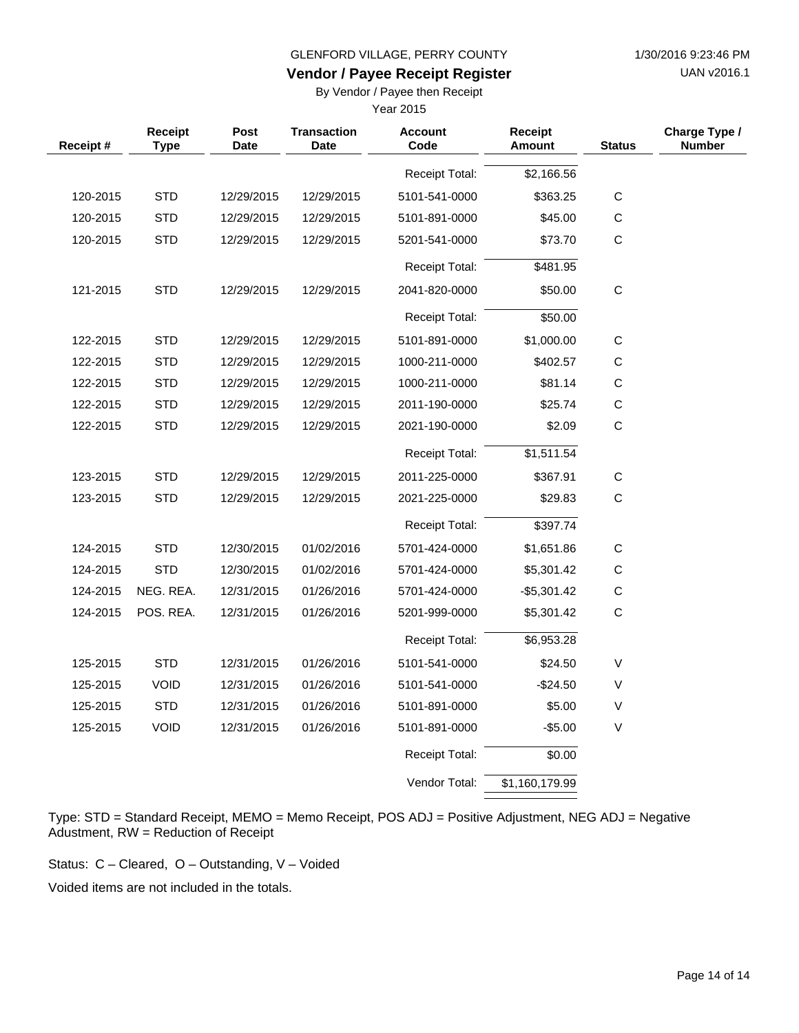GLENFORD VILLAGE, PERRY COUNTY

1/30/2016 9:23:46 PM

## Vendor / Payee Receipt Register

UAN v2016.1

By Vendor / Payee then Receipt

Year 2015

| Receipt # | Receipt Type | Post Date | Transaction Date | Account Code | Receipt Amount | Status | Charge Type / Number |
|---|---|---|---|---|---|---|---|
| | | | | Receipt Total: | $2,166.56 | | |
| 120-2015 | STD | 12/29/2015 | 12/29/2015 | 5101-541-0000 | $363.25 | C | |
| 120-2015 | STD | 12/29/2015 | 12/29/2015 | 5101-891-0000 | $45.00 | C | |
| 120-2015 | STD | 12/29/2015 | 12/29/2015 | 5201-541-0000 | $73.70 | C | |
| | | | | Receipt Total: | $481.95 | | |
| 121-2015 | STD | 12/29/2015 | 12/29/2015 | 2041-820-0000 | $50.00 | C | |
| | | | | Receipt Total: | $50.00 | | |
| 122-2015 | STD | 12/29/2015 | 12/29/2015 | 5101-891-0000 | $1,000.00 | C | |
| 122-2015 | STD | 12/29/2015 | 12/29/2015 | 1000-211-0000 | $402.57 | C | |
| 122-2015 | STD | 12/29/2015 | 12/29/2015 | 1000-211-0000 | $81.14 | C | |
| 122-2015 | STD | 12/29/2015 | 12/29/2015 | 2011-190-0000 | $25.74 | C | |
| 122-2015 | STD | 12/29/2015 | 12/29/2015 | 2021-190-0000 | $2.09 | C | |
| | | | | Receipt Total: | $1,511.54 | | |
| 123-2015 | STD | 12/29/2015 | 12/29/2015 | 2011-225-0000 | $367.91 | C | |
| 123-2015 | STD | 12/29/2015 | 12/29/2015 | 2021-225-0000 | $29.83 | C | |
| | | | | Receipt Total: | $397.74 | | |
| 124-2015 | STD | 12/30/2015 | 01/02/2016 | 5701-424-0000 | $1,651.86 | C | |
| 124-2015 | STD | 12/30/2015 | 01/02/2016 | 5701-424-0000 | $5,301.42 | C | |
| 124-2015 | NEG. REA. | 12/31/2015 | 01/26/2016 | 5701-424-0000 | -$5,301.42 | C | |
| 124-2015 | POS. REA. | 12/31/2015 | 01/26/2016 | 5201-999-0000 | $5,301.42 | C | |
| | | | | Receipt Total: | $6,953.28 | | |
| 125-2015 | STD | 12/31/2015 | 01/26/2016 | 5101-541-0000 | $24.50 | V | |
| 125-2015 | VOID | 12/31/2015 | 01/26/2016 | 5101-541-0000 | -$24.50 | V | |
| 125-2015 | STD | 12/31/2015 | 01/26/2016 | 5101-891-0000 | $5.00 | V | |
| 125-2015 | VOID | 12/31/2015 | 01/26/2016 | 5101-891-0000 | -$5.00 | V | |
| | | | | Receipt Total: | $0.00 | | |
| | | | | Vendor Total: | $1,160,179.99 | | |

Type: STD = Standard Receipt, MEMO = Memo Receipt, POS ADJ = Positive Adjustment, NEG ADJ = Negative Adustment, RW = Reduction of Receipt

Status: C – Cleared, O – Outstanding, V – Voided

Voided items are not included in the totals.